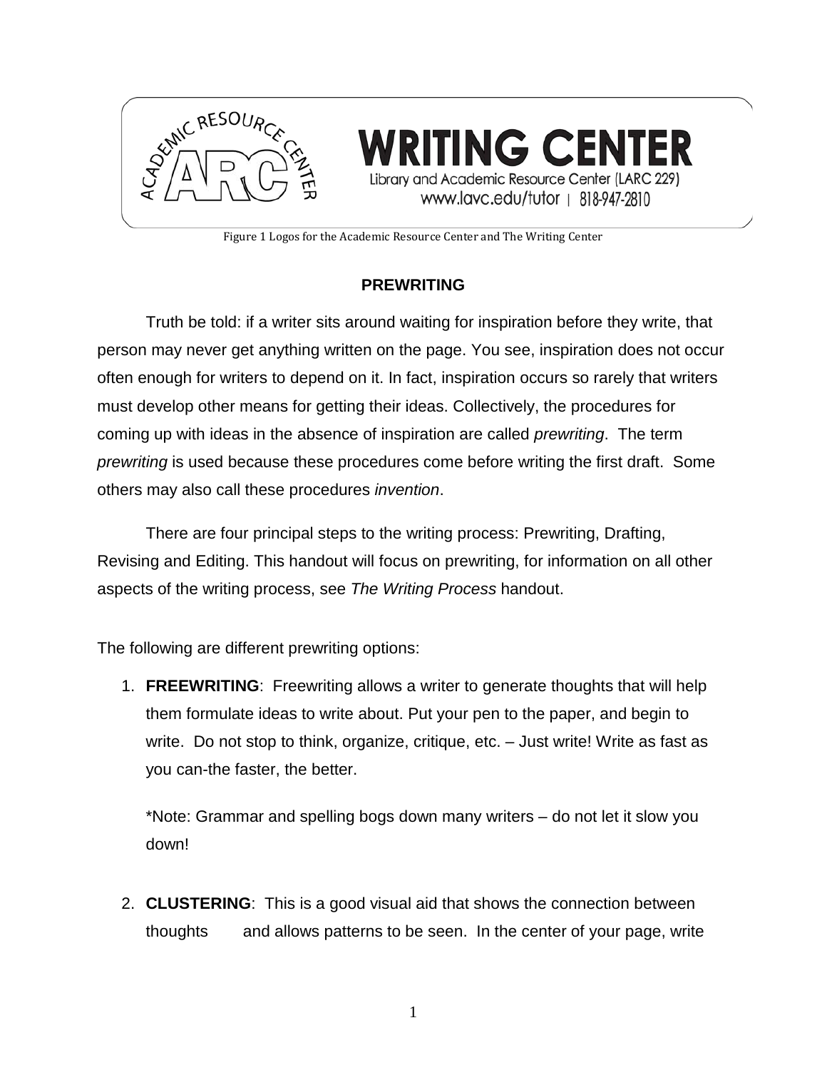WRITING CENTER

Library and Academic Resource Center (LARC 229)

www.lavc.edu/tutor | 818-947-2810

Figure 1 Logos for the Academic Resource Center and The Writing Center

## PREWRITING

Truth be told: if a writer sits around waiting for inspiration before they write, that person may never get anything written on the page. You see, inspiration does not occur often enough for writers to depend on it. In fact, inspiration occurs so rarely that writers must develop other means for getting their ideas. Collectively, the procedures for coming up with ideas in the absence of inspiration are called *prewriting*. The term *prewriting* is used because these procedures come before writing the first draft. Some others may also call these procedures *invention*.

There are four principal steps to the writing process: Prewriting, Drafting, Revising and Editing. This handout will focus on prewriting, for information on all other aspects of the writing process, see *The Writing Process* handout.

The following are different prewriting options:

1. **FREEWRITING**: Freewriting allows a writer to generate thoughts that will help them formulate ideas to write about. Put your pen to the paper, and begin to write. Do not stop to think, organize, critique, etc. – Just write! Write as fast as you can-the faster, the better.

   *Note: Grammar and spelling bogs down many writers – do not let it slow you down!

2. **CLUSTERING**: This is a good visual aid that shows the connection between thoughts and allows patterns to be seen. In the center of your page, write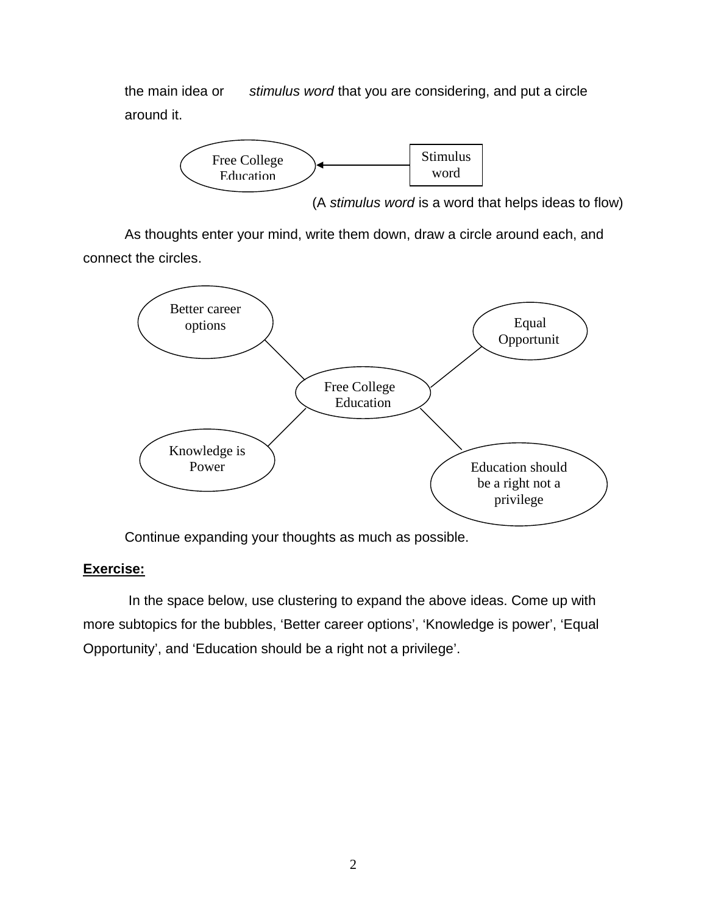the main idea or *stimulus word* that you are considering, and put a circle around it.

Free College Education ← Stimulus word

(A *stimulus word* is a word that helps ideas to flow)

As thoughts enter your mind, write them down, draw a circle around each, and connect the circles.

- Free College Education
  - Better career options
  - Equal Opportunit
  - Knowledge is Power
  - Education should be a right not a privilege

Continue expanding your thoughts as much as possible.

**Exercise:**

In the space below, use clustering to expand the above ideas. Come up with more subtopics for the bubbles, 'Better career options', 'Knowledge is power', 'Equal Opportunity', and 'Education should be a right not a privilege'.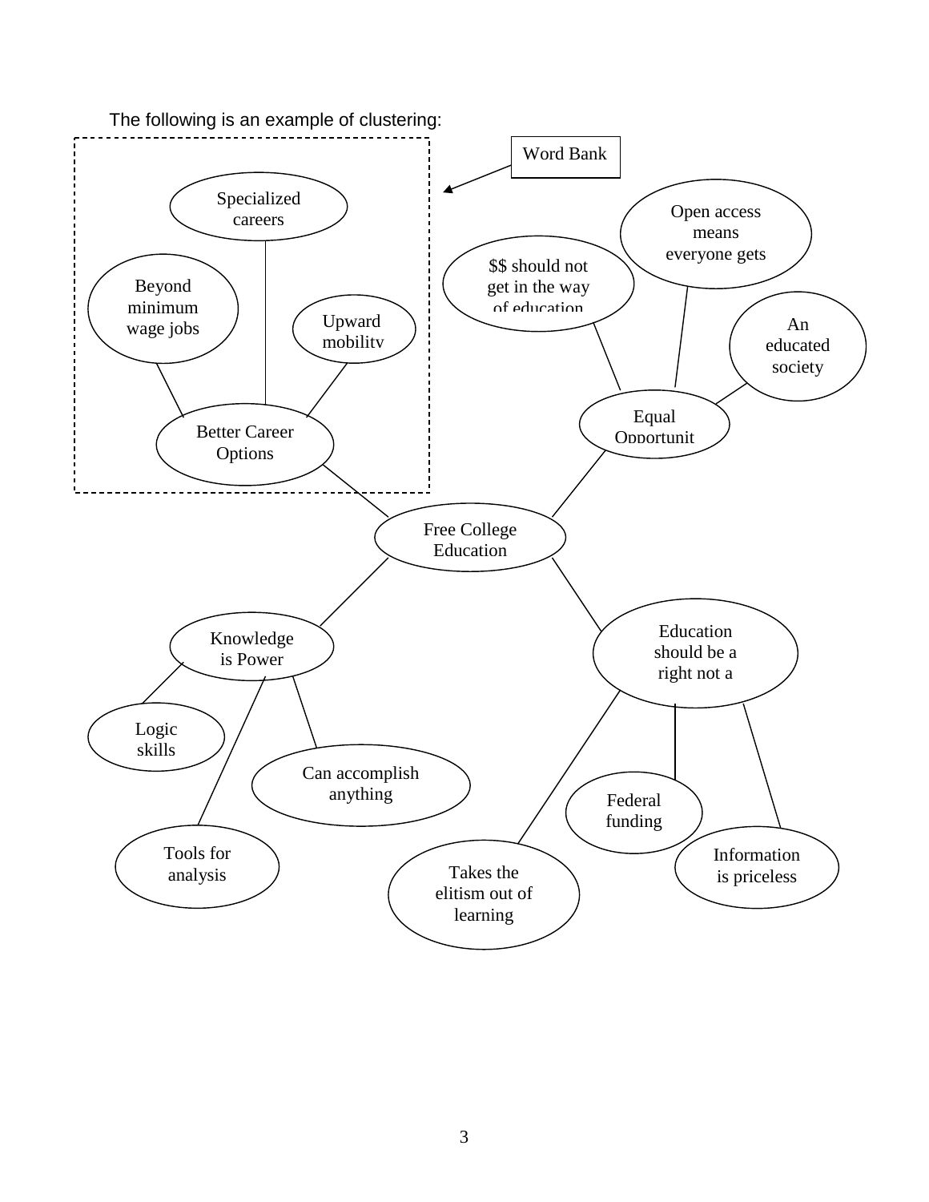The following is an example of clustering:

- **Free College Education**
  - Better Career Options *(Word Bank)*
    - Specialized careers
    - Beyond minimum wage jobs
    - Upward mobility
  - Equal Opportunit
    - $$ should not get in the way of education
    - Open access means everyone gets
    - An educated society
  - Knowledge is Power
    - Logic skills
    - Tools for analysis
    - Can accomplish anything
  - Education should be a right not a
    - Takes the elitism out of learning
    - Federal funding
    - Information is priceless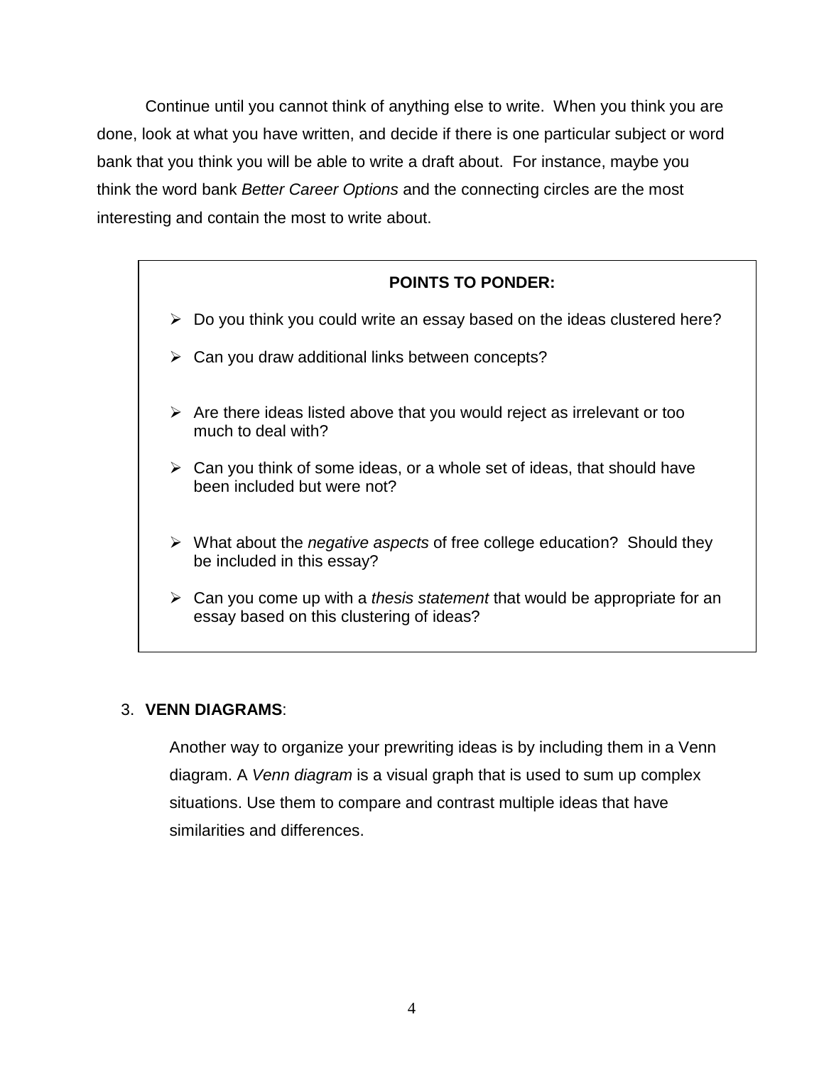Continue until you cannot think of anything else to write. When you think you are done, look at what you have written, and decide if there is one particular subject or word bank that you think you will be able to write a draft about. For instance, maybe you think the word bank *Better Career Options* and the connecting circles are the most interesting and contain the most to write about.

> **POINTS TO PONDER:**
>
> - Do you think you could write an essay based on the ideas clustered here?
> - Can you draw additional links between concepts?
> - Are there ideas listed above that you would reject as irrelevant or too much to deal with?
> - Can you think of some ideas, or a whole set of ideas, that should have been included but were not?
> - What about the *negative aspects* of free college education? Should they be included in this essay?
> - Can you come up with a *thesis statement* that would be appropriate for an essay based on this clustering of ideas?

3. **VENN DIAGRAMS**:

   Another way to organize your prewriting ideas is by including them in a Venn diagram. A *Venn diagram* is a visual graph that is used to sum up complex situations. Use them to compare and contrast multiple ideas that have similarities and differences.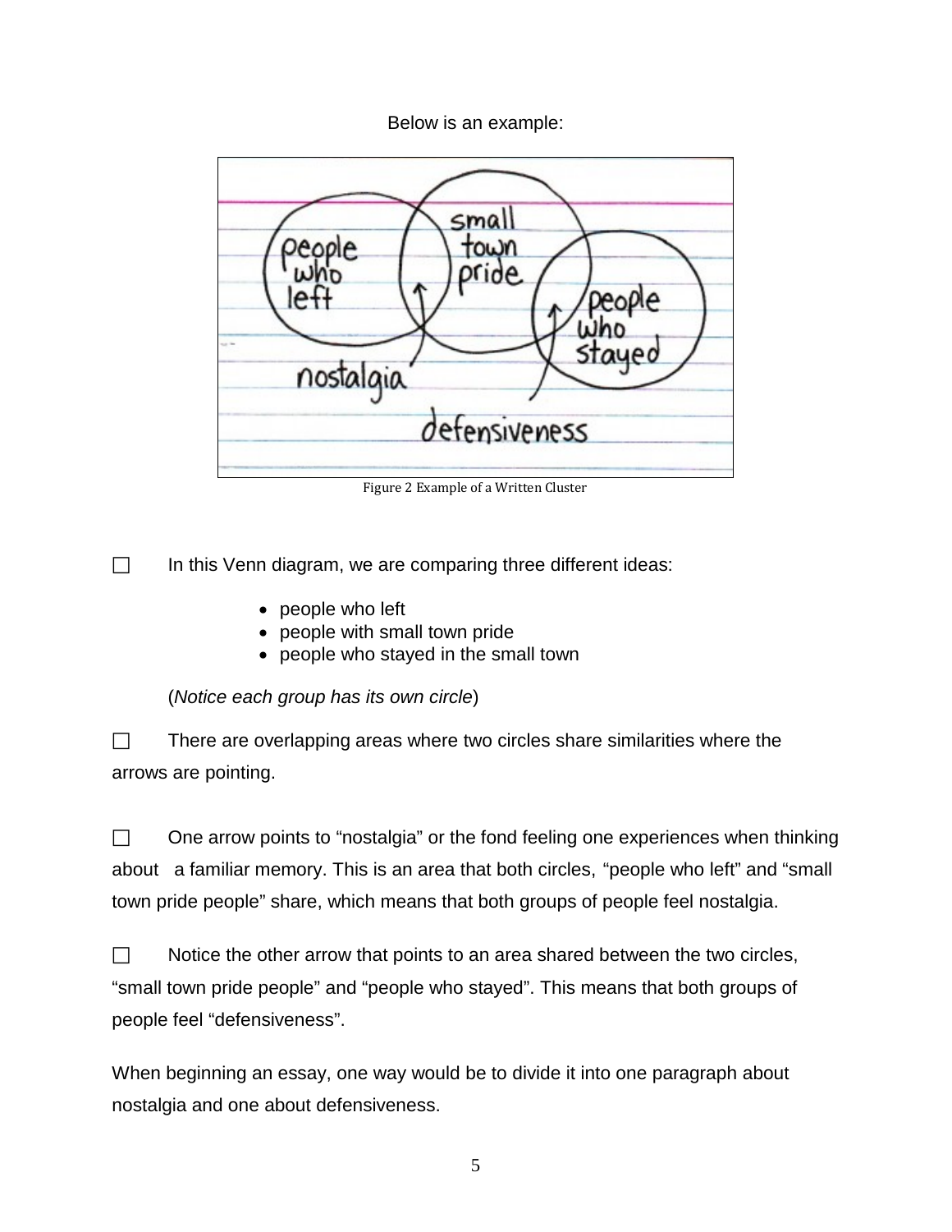Below is an example:

Figure 2 Example of a Written Cluster

☐ In this Venn diagram, we are comparing three different ideas:

- people who left
- people with small town pride
- people who stayed in the small town

(*Notice each group has its own circle*)

☐ There are overlapping areas where two circles share similarities where the arrows are pointing.

☐ One arrow points to "nostalgia" or the fond feeling one experiences when thinking about a familiar memory. This is an area that both circles, "people who left" and "small town pride people" share, which means that both groups of people feel nostalgia.

☐ Notice the other arrow that points to an area shared between the two circles, "small town pride people" and "people who stayed". This means that both groups of people feel "defensiveness".

When beginning an essay, one way would be to divide it into one paragraph about nostalgia and one about defensiveness.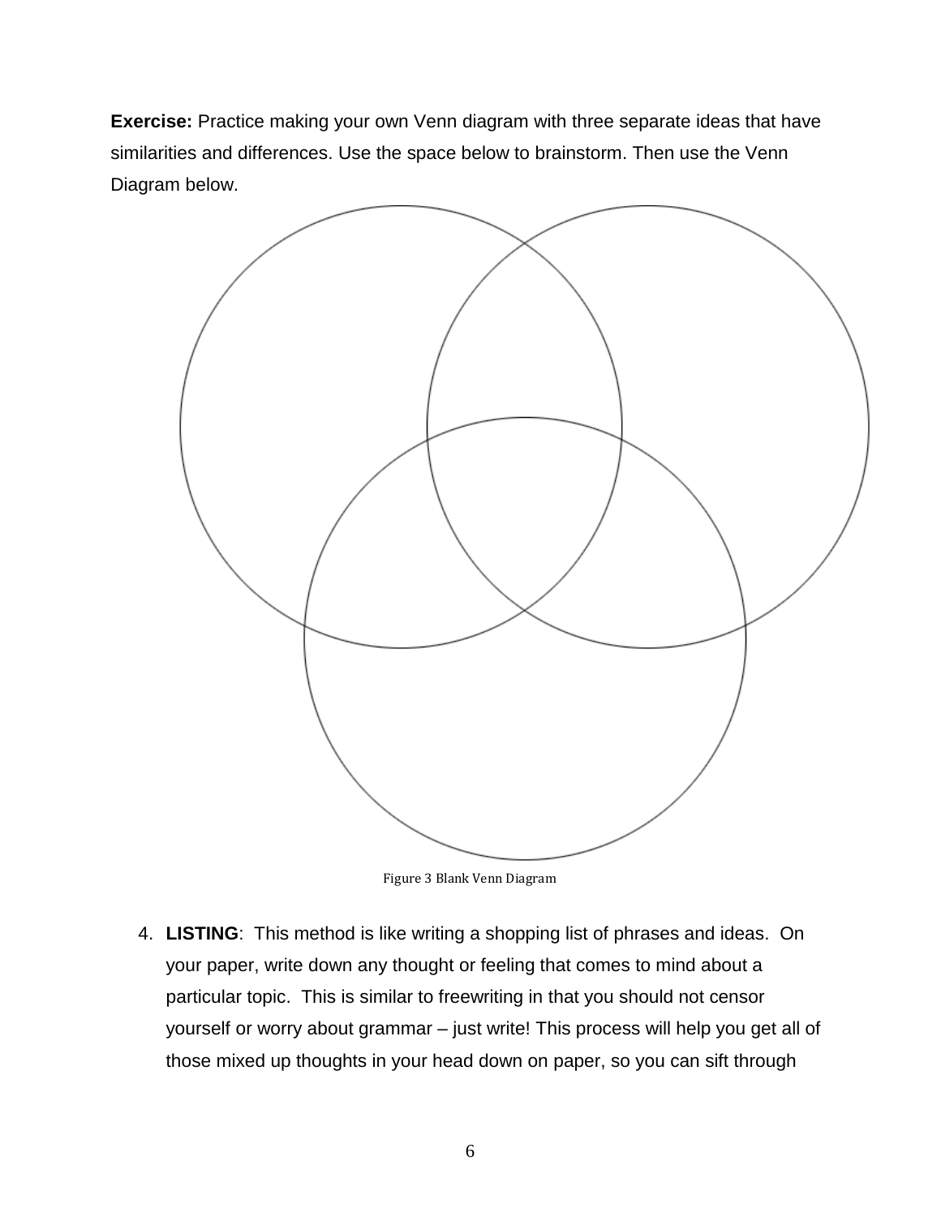**Exercise:** Practice making your own Venn diagram with three separate ideas that have similarities and differences. Use the space below to brainstorm. Then use the Venn Diagram below.

Figure 3 Blank Venn Diagram

4. **LISTING**: This method is like writing a shopping list of phrases and ideas. On your paper, write down any thought or feeling that comes to mind about a particular topic. This is similar to freewriting in that you should not censor yourself or worry about grammar – just write! This process will help you get all of those mixed up thoughts in your head down on paper, so you can sift through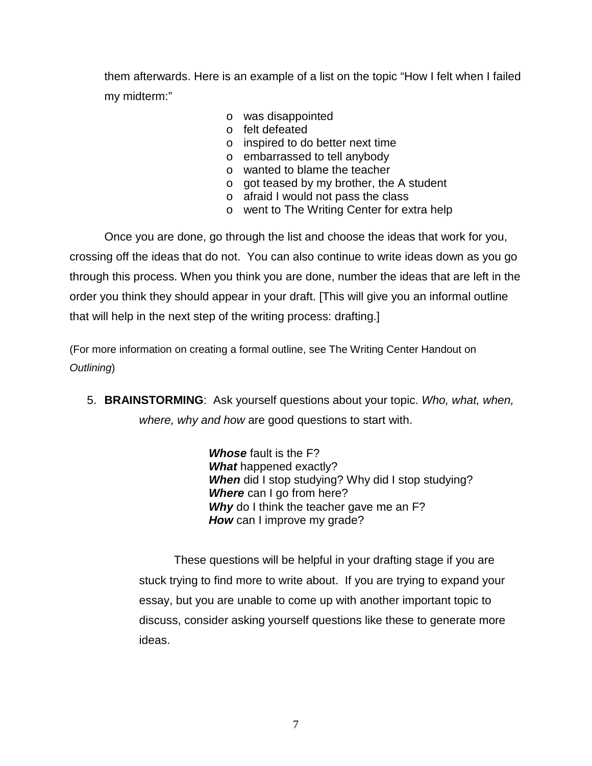them afterwards. Here is an example of a list on the topic "How I felt when I failed my midterm:"

- was disappointed
- felt defeated
- inspired to do better next time
- embarrassed to tell anybody
- wanted to blame the teacher
- got teased by my brother, the A student
- afraid I would not pass the class
- went to The Writing Center for extra help

Once you are done, go through the list and choose the ideas that work for you, crossing off the ideas that do not. You can also continue to write ideas down as you go through this process. When you think you are done, number the ideas that are left in the order you think they should appear in your draft. [This will give you an informal outline that will help in the next step of the writing process: drafting.]

(For more information on creating a formal outline, see The Writing Center Handout on *Outlining*)

5. **BRAINSTORMING**: Ask yourself questions about your topic. *Who, what, when, where, why and how* are good questions to start with.

   ***Whose*** fault is the F?
   ***What*** happened exactly?
   ***When*** did I stop studying? Why did I stop studying?
   ***Where*** can I go from here?
   ***Why*** do I think the teacher gave me an F?
   ***How*** can I improve my grade?

   These questions will be helpful in your drafting stage if you are stuck trying to find more to write about. If you are trying to expand your essay, but you are unable to come up with another important topic to discuss, consider asking yourself questions like these to generate more ideas.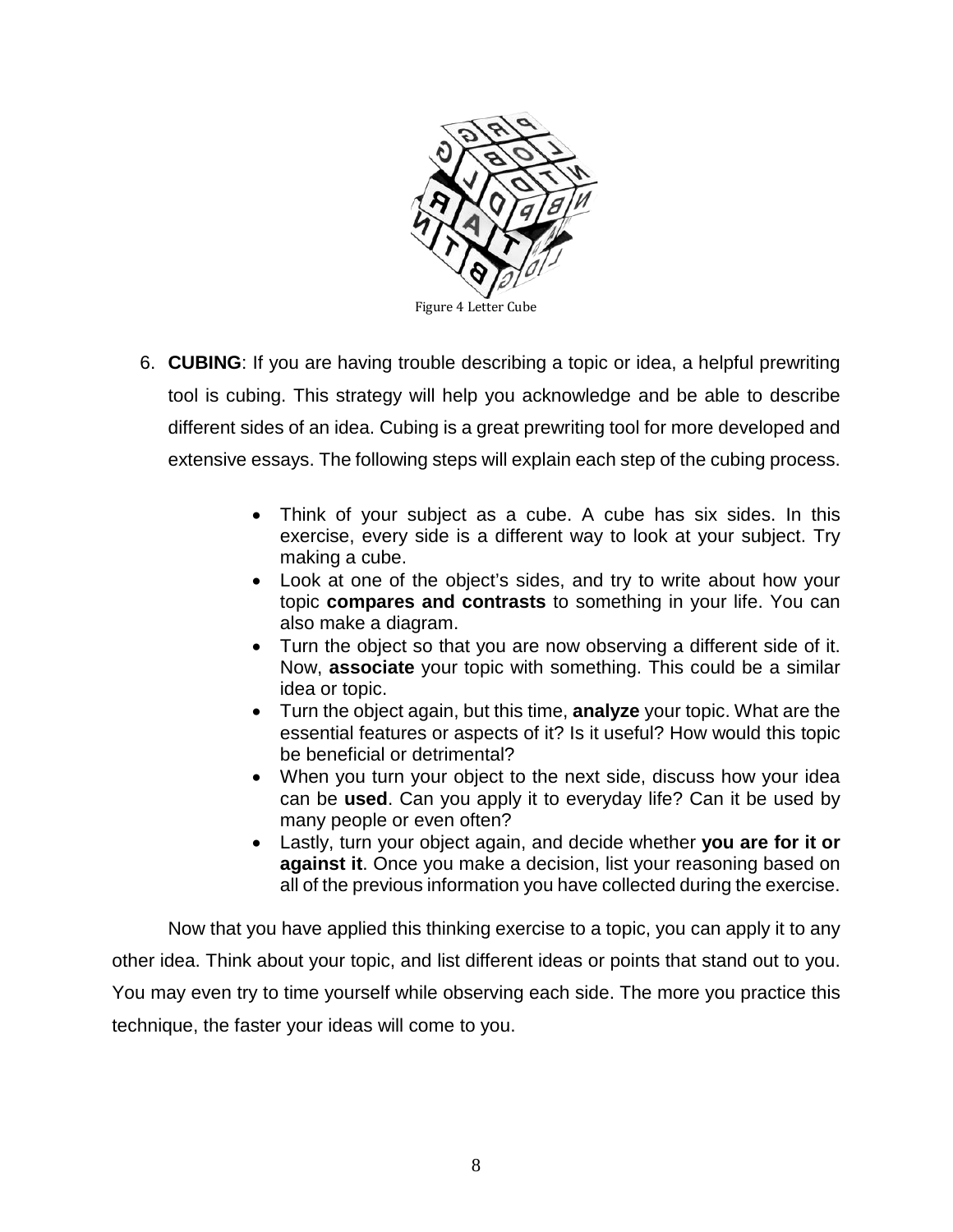Figure 4 Letter Cube

6. **CUBING**: If you are having trouble describing a topic or idea, a helpful prewriting tool is cubing. This strategy will help you acknowledge and be able to describe different sides of an idea. Cubing is a great prewriting tool for more developed and extensive essays. The following steps will explain each step of the cubing process.

   - Think of your subject as a cube. A cube has six sides. In this exercise, every side is a different way to look at your subject. Try making a cube.
   - Look at one of the object's sides, and try to write about how your topic **compares and contrasts** to something in your life. You can also make a diagram.
   - Turn the object so that you are now observing a different side of it. Now, **associate** your topic with something. This could be a similar idea or topic.
   - Turn the object again, but this time, **analyze** your topic. What are the essential features or aspects of it? Is it useful? How would this topic be beneficial or detrimental?
   - When you turn your object to the next side, discuss how your idea can be **used**. Can you apply it to everyday life? Can it be used by many people or even often?
   - Lastly, turn your object again, and decide whether **you are for it or against it**. Once you make a decision, list your reasoning based on all of the previous information you have collected during the exercise.

Now that you have applied this thinking exercise to a topic, you can apply it to any other idea. Think about your topic, and list different ideas or points that stand out to you. You may even try to time yourself while observing each side. The more you practice this technique, the faster your ideas will come to you.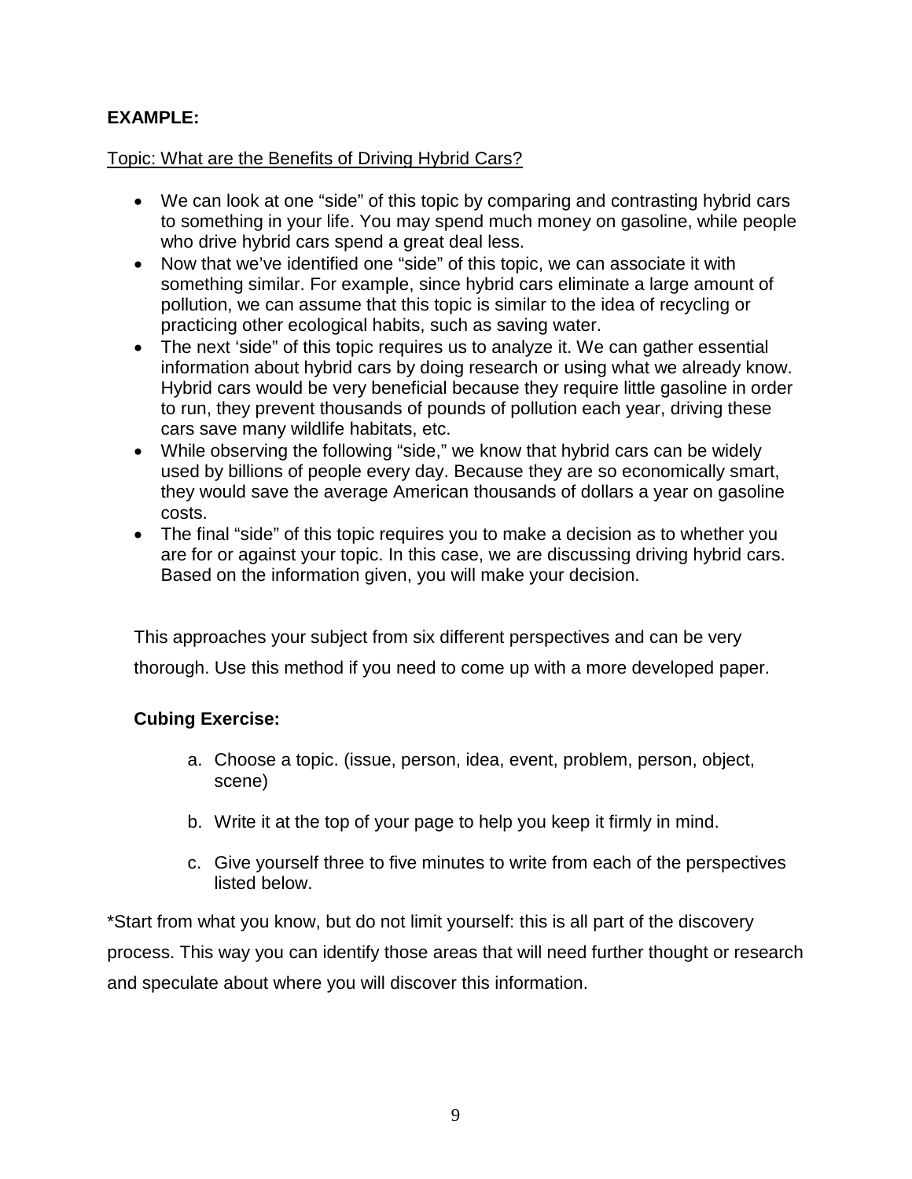**EXAMPLE:**

Topic: What are the Benefits of Driving Hybrid Cars?

- We can look at one "side" of this topic by comparing and contrasting hybrid cars to something in your life. You may spend much money on gasoline, while people who drive hybrid cars spend a great deal less.
- Now that we've identified one "side" of this topic, we can associate it with something similar. For example, since hybrid cars eliminate a large amount of pollution, we can assume that this topic is similar to the idea of recycling or practicing other ecological habits, such as saving water.
- The next 'side" of this topic requires us to analyze it. We can gather essential information about hybrid cars by doing research or using what we already know. Hybrid cars would be very beneficial because they require little gasoline in order to run, they prevent thousands of pounds of pollution each year, driving these cars save many wildlife habitats, etc.
- While observing the following "side," we know that hybrid cars can be widely used by billions of people every day. Because they are so economically smart, they would save the average American thousands of dollars a year on gasoline costs.
- The final "side" of this topic requires you to make a decision as to whether you are for or against your topic. In this case, we are discussing driving hybrid cars. Based on the information given, you will make your decision.

This approaches your subject from six different perspectives and can be very thorough. Use this method if you need to come up with a more developed paper.

**Cubing Exercise:**

a. Choose a topic. (issue, person, idea, event, problem, person, object, scene)

b. Write it at the top of your page to help you keep it firmly in mind.

c. Give yourself three to five minutes to write from each of the perspectives listed below.

*Start from what you know, but do not limit yourself: this is all part of the discovery process. This way you can identify those areas that will need further thought or research and speculate about where you will discover this information.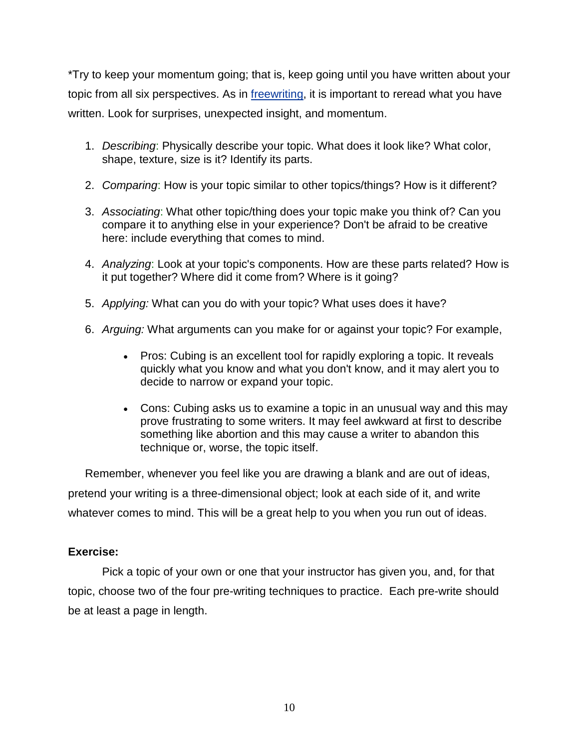*Try to keep your momentum going; that is, keep going until you have written about your topic from all six perspectives. As in freewriting, it is important to reread what you have written. Look for surprises, unexpected insight, and momentum.

1. *Describing*: Physically describe your topic. What does it look like? What color, shape, texture, size is it? Identify its parts.

2. *Comparing*: How is your topic similar to other topics/things? How is it different?

3. *Associating*: What other topic/thing does your topic make you think of? Can you compare it to anything else in your experience? Don't be afraid to be creative here: include everything that comes to mind.

4. *Analyzing*: Look at your topic's components. How are these parts related? How is it put together? Where did it come from? Where is it going?

5. *Applying:* What can you do with your topic? What uses does it have?

6. *Arguing:* What arguments can you make for or against your topic? For example,

    - Pros: Cubing is an excellent tool for rapidly exploring a topic. It reveals quickly what you know and what you don't know, and it may alert you to decide to narrow or expand your topic.

    - Cons: Cubing asks us to examine a topic in an unusual way and this may prove frustrating to some writers. It may feel awkward at first to describe something like abortion and this may cause a writer to abandon this technique or, worse, the topic itself.

Remember, whenever you feel like you are drawing a blank and are out of ideas, pretend your writing is a three-dimensional object; look at each side of it, and write whatever comes to mind. This will be a great help to you when you run out of ideas.

**Exercise:**

Pick a topic of your own or one that your instructor has given you, and, for that topic, choose two of the four pre-writing techniques to practice. Each pre-write should be at least a page in length.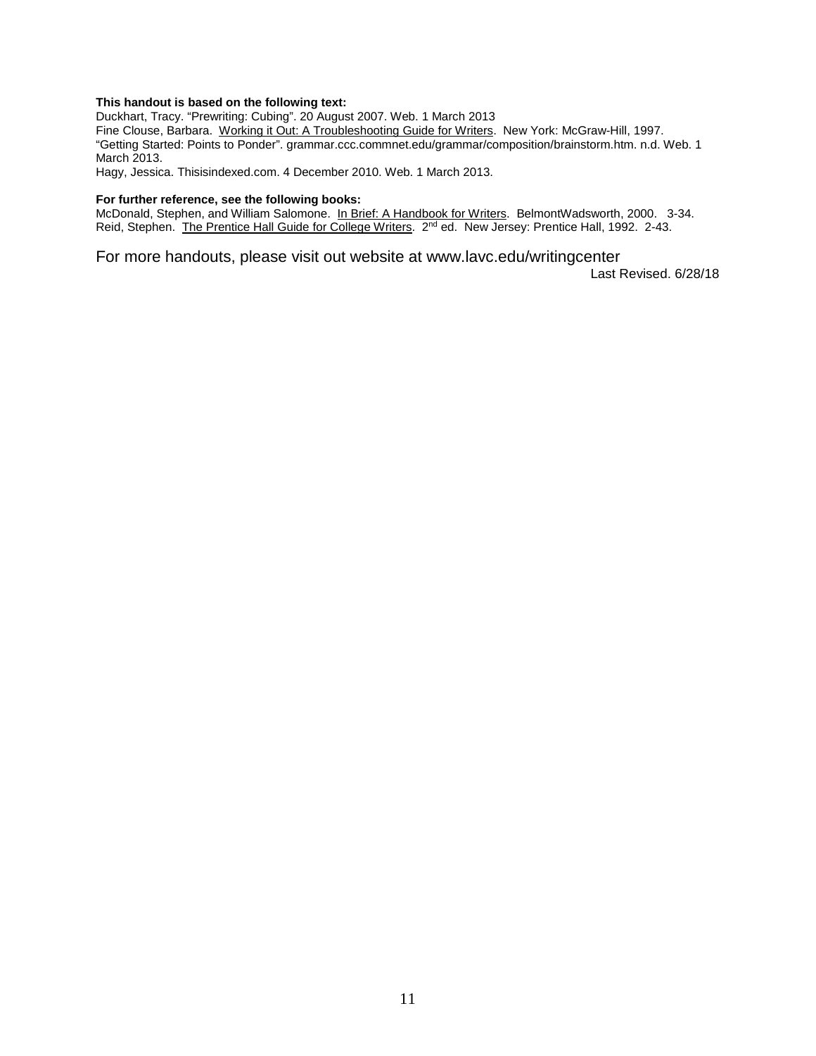**This handout is based on the following text:**

Duckhart, Tracy. "Prewriting: Cubing". 20 August 2007. Web. 1 March 2013
Fine Clouse, Barbara. Working it Out: A Troubleshooting Guide for Writers. New York: McGraw-Hill, 1997.
"Getting Started: Points to Ponder". grammar.ccc.commnet.edu/grammar/composition/brainstorm.htm. n.d. Web. 1 March 2013.
Hagy, Jessica. Thisisindexed.com. 4 December 2010. Web. 1 March 2013.

**For further reference, see the following books:**

McDonald, Stephen, and William Salomone. In Brief: A Handbook for Writers. BelmontWadsworth, 2000. 3-34.
Reid, Stephen. The Prentice Hall Guide for College Writers. 2nd ed. New Jersey: Prentice Hall, 1992. 2-43.

For more handouts, please visit out website at www.lavc.edu/writingcenter

Last Revised. 6/28/18